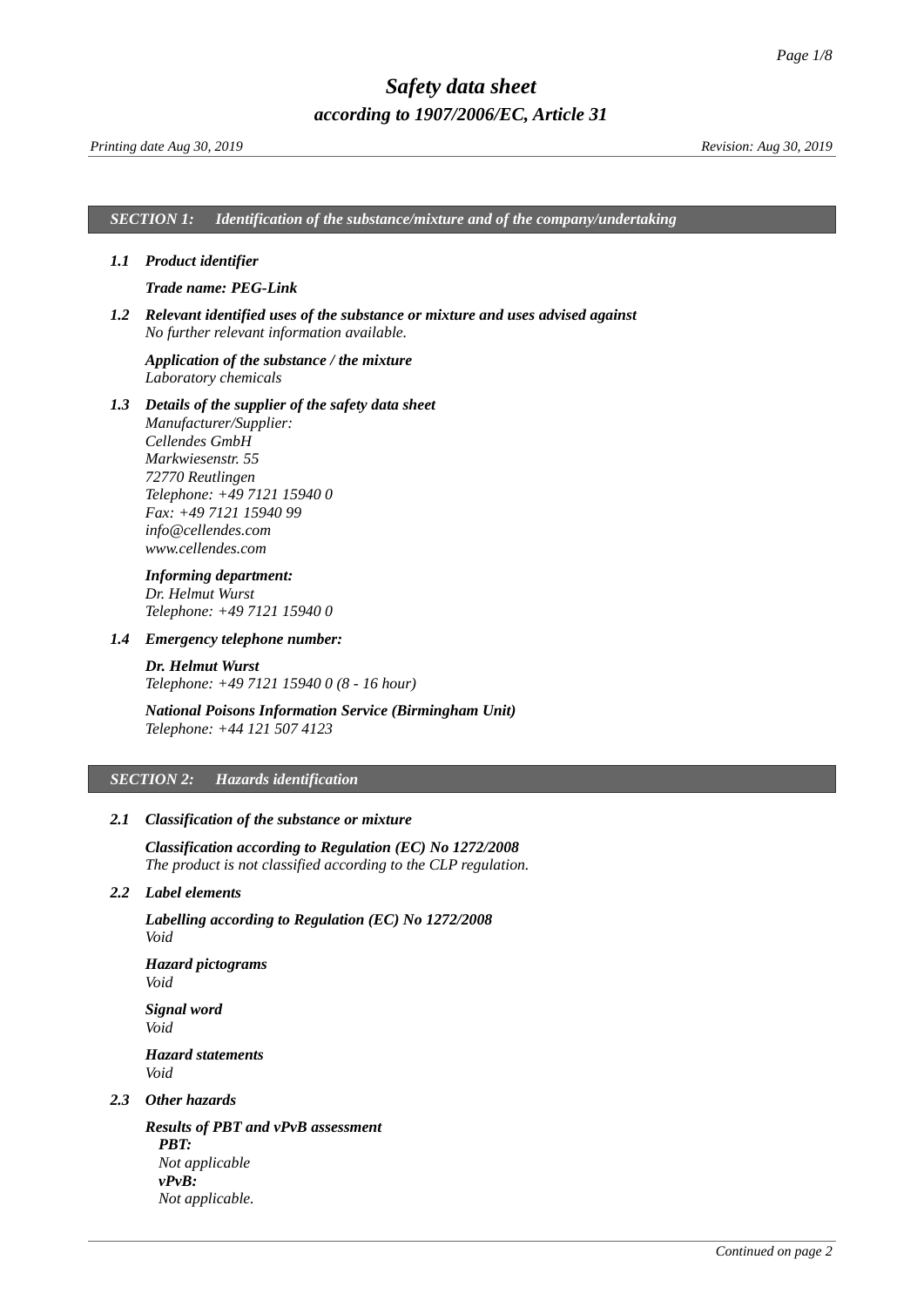# *Safety data sheet*

## *according to 1907/2006/EC, Article 31*

*Printing date Aug 30, 2019* *Revision: Aug 30, 2019*

## *SECTION 1: Identification of the substance/mixture and of the company/undertaking*

### *1.1 Product identifier*

***Trade name: PEG-Link***

### *1.2 Relevant identified uses of the substance or mixture and uses advised against*

*No further relevant information available.*

***Application of the substance / the mixture***
*Laboratory chemicals*

### *1.3 Details of the supplier of the safety data sheet*

*Manufacturer/Supplier:*
*Cellendes GmbH*
*Markwiesenstr. 55*
*72770 Reutlingen*
*Telephone: +49 7121 15940 0*
*Fax: +49 7121 15940 99*
*info@cellendes.com*
*www.cellendes.com*

***Informing department:***
*Dr. Helmut Wurst*
*Telephone: +49 7121 15940 0*

### *1.4 Emergency telephone number:*

***Dr. Helmut Wurst***
*Telephone: +49 7121 15940 0 (8 - 16 hour)*

***National Poisons Information Service (Birmingham Unit)***
*Telephone: +44 121 507 4123*

## *SECTION 2: Hazards identification*

### *2.1 Classification of the substance or mixture*

***Classification according to Regulation (EC) No 1272/2008***
*The product is not classified according to the CLP regulation.*

### *2.2 Label elements*

***Labelling according to Regulation (EC) No 1272/2008***
*Void*

***Hazard pictograms***
*Void*

***Signal word***
*Void*

***Hazard statements***
*Void*

### *2.3 Other hazards*

***Results of PBT and vPvB assessment***
***PBT:***
*Not applicable*
***vPvB:***
*Not applicable.*

*Continued on page 2*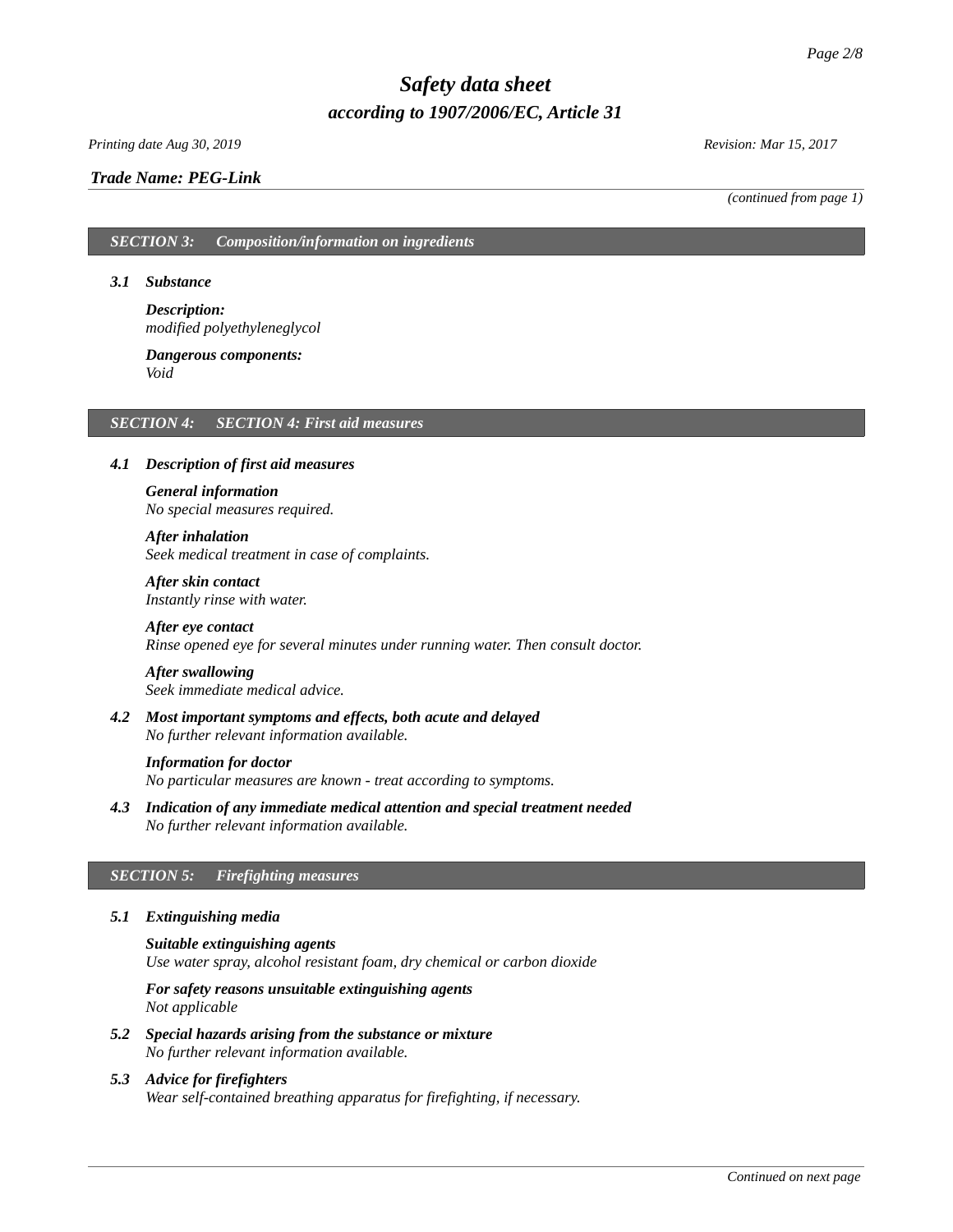*Trade Name: PEG-Link*

*(continued from page 1)*

## *SECTION 3: Composition/information on ingredients*

### *3.1 Substance*

***Description:***
*modified polyethyleneglycol*

***Dangerous components:***
*Void*

## *SECTION 4: SECTION 4: First aid measures*

### *4.1 Description of first aid measures*

***General information***
*No special measures required.*

***After inhalation***
*Seek medical treatment in case of complaints.*

***After skin contact***
*Instantly rinse with water.*

***After eye contact***
*Rinse opened eye for several minutes under running water. Then consult doctor.*

***After swallowing***
*Seek immediate medical advice.*

### *4.2 Most important symptoms and effects, both acute and delayed*

*No further relevant information available.*

***Information for doctor***
*No particular measures are known - treat according to symptoms.*

### *4.3 Indication of any immediate medical attention and special treatment needed*

*No further relevant information available.*

## *SECTION 5: Firefighting measures*

### *5.1 Extinguishing media*

***Suitable extinguishing agents***
*Use water spray, alcohol resistant foam, dry chemical or carbon dioxide*

***For safety reasons unsuitable extinguishing agents***
*Not applicable*

### *5.2 Special hazards arising from the substance or mixture*

*No further relevant information available.*

### *5.3 Advice for firefighters*

*Wear self-contained breathing apparatus for firefighting, if necessary.*

*Continued on next page*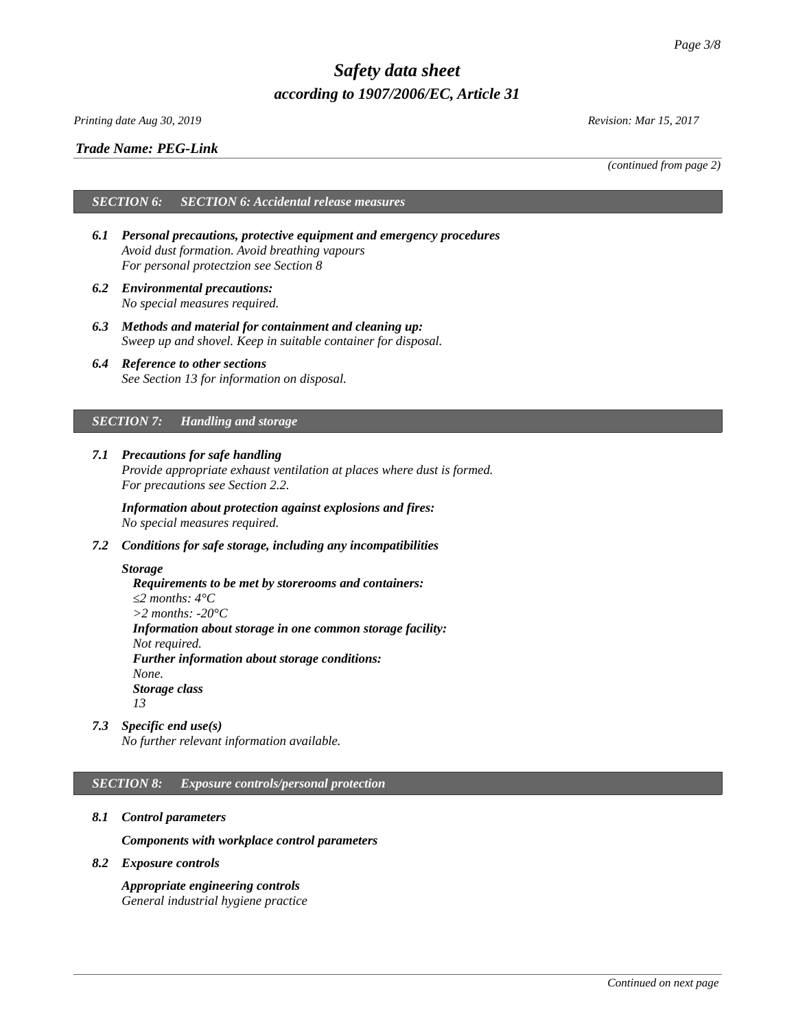*Trade Name: PEG-Link*

*(continued from page 2)*

## *SECTION 6: SECTION 6: Accidental release measures*

- ***6.1 Personal precautions, protective equipment and emergency procedures***
  *Avoid dust formation. Avoid breathing vapours*
  *For personal protectzion see Section 8*
- ***6.2 Environmental precautions:***
  *No special measures required.*
- ***6.3 Methods and material for containment and cleaning up:***
  *Sweep up and shovel. Keep in suitable container for disposal.*
- ***6.4 Reference to other sections***
  *See Section 13 for information on disposal.*

## *SECTION 7: Handling and storage*

- ***7.1 Precautions for safe handling***
  *Provide appropriate exhaust ventilation at places where dust is formed.*
  *For precautions see Section 2.2.*

  ***Information about protection against explosions and fires:***
  *No special measures required.*
- ***7.2 Conditions for safe storage, including any incompatibilities***

  ***Storage***
  - ***Requirements to be met by storerooms and containers:***
    *≤2 months: 4°C*
    *>2 months: -20°C*
  - ***Information about storage in one common storage facility:***
    *Not required.*
  - ***Further information about storage conditions:***
    *None.*
  - ***Storage class***
    *13*
- ***7.3 Specific end use(s)***
  *No further relevant information available.*

## *SECTION 8: Exposure controls/personal protection*

- ***8.1 Control parameters***

  ***Components with workplace control parameters***
- ***8.2 Exposure controls***

  ***Appropriate engineering controls***
  *General industrial hygiene practice*

*Continued on next page*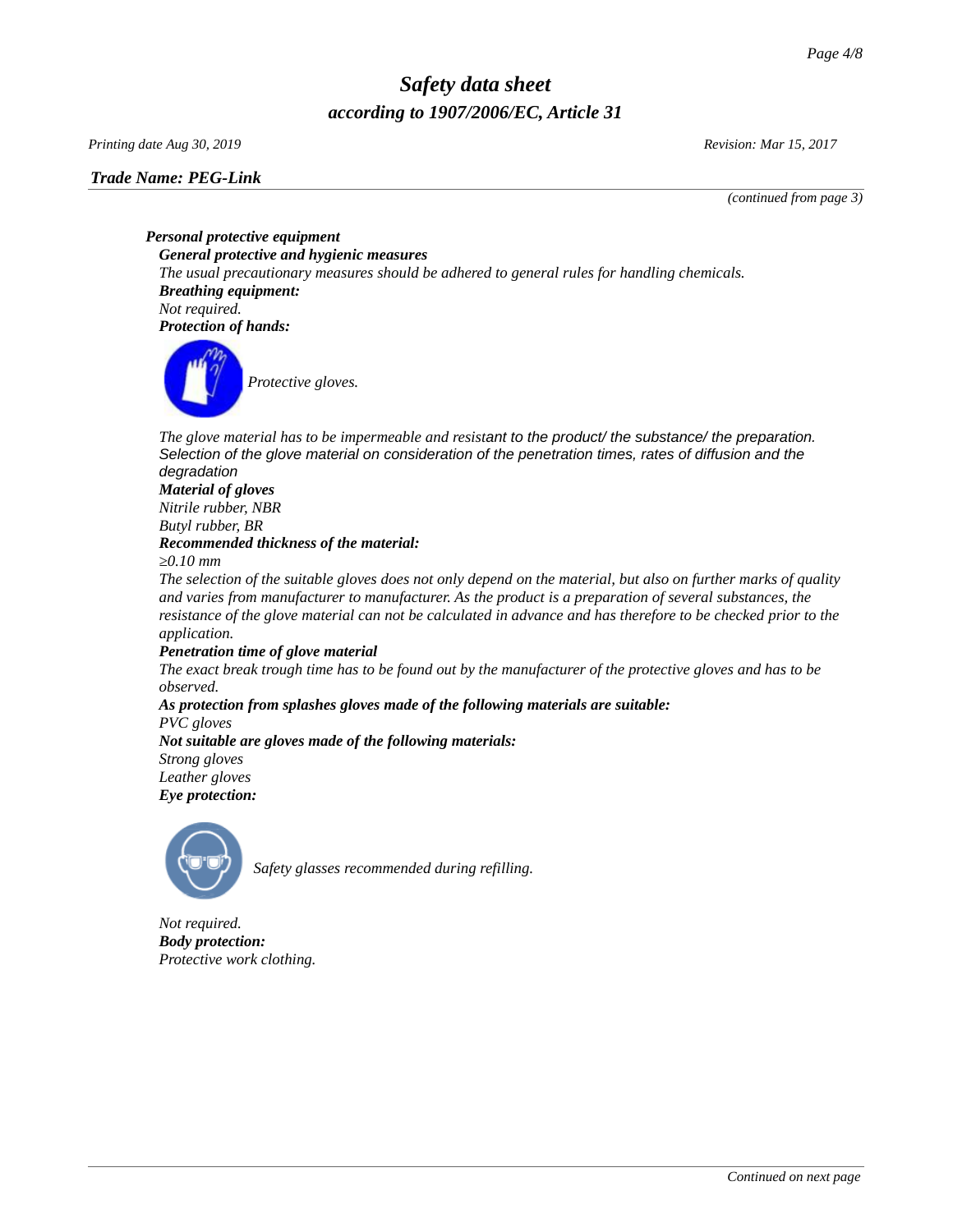*Trade Name: PEG-Link*

*(continued from page 3)*

***Personal protective equipment***

***General protective and hygienic measures***

*The usual precautionary measures should be adhered to general rules for handling chemicals.*

***Breathing equipment:***

*Not required.*

***Protection of hands:***

*Protective gloves.*

*The glove material has to be impermeable and resistant to the product/ the substance/ the preparation.*
*Selection of the glove material on consideration of the penetration times, rates of diffusion and the degradation*

***Material of gloves***

*Nitrile rubber, NBR*
*Butyl rubber, BR*

***Recommended thickness of the material:***

*≥0.10 mm*

*The selection of the suitable gloves does not only depend on the material, but also on further marks of quality and varies from manufacturer to manufacturer. As the product is a preparation of several substances, the resistance of the glove material can not be calculated in advance and has therefore to be checked prior to the application.*

***Penetration time of glove material***

*The exact break trough time has to be found out by the manufacturer of the protective gloves and has to be observed.*

***As protection from splashes gloves made of the following materials are suitable:***

*PVC gloves*

***Not suitable are gloves made of the following materials:***

*Strong gloves*
*Leather gloves*

***Eye protection:***

*Safety glasses recommended during refilling.*

*Not required.*

***Body protection:***

*Protective work clothing.*

*Continued on next page*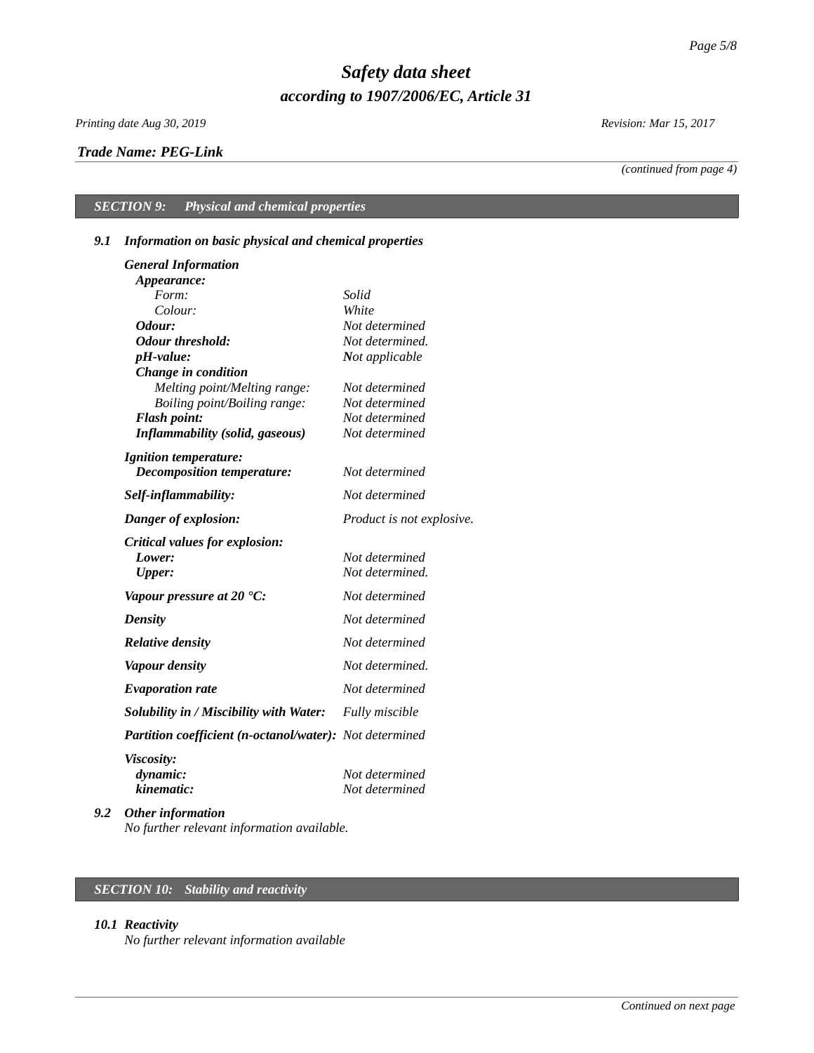*Safety data sheet*

*according to 1907/2006/EC, Article 31*

*Printing date Aug 30, 2019* *Revision: Mar 15, 2017*

***Trade Name: PEG-Link***

*(continued from page 4)*

## *SECTION 9: Physical and chemical properties*

### *9.1 Information on basic physical and chemical properties*

| | |
|---|---|
| ***General Information*** | |
| ***Appearance:*** | |
| *Form:* | *Solid* |
| *Colour:* | *White* |
| ***Odour:*** | *Not determined* |
| ***Odour threshold:*** | *Not determined.* |
| ***pH-value:*** | *Not applicable* |
| ***Change in condition*** | |
| *Melting point/Melting range:* | *Not determined* |
| *Boiling point/Boiling range:* | *Not determined* |
| ***Flash point:*** | *Not determined* |
| ***Inflammability (solid, gaseous)*** | *Not determined* |
| ***Ignition temperature:*** | |
| ***Decomposition temperature:*** | *Not determined* |
| ***Self-inflammability:*** | *Not determined* |
| ***Danger of explosion:*** | *Product is not explosive.* |
| ***Critical values for explosion:*** | |
| ***Lower:*** | *Not determined* |
| ***Upper:*** | *Not determined.* |
| ***Vapour pressure at 20 °C:*** | *Not determined* |
| ***Density*** | *Not determined* |
| ***Relative density*** | *Not determined* |
| ***Vapour density*** | *Not determined.* |
| ***Evaporation rate*** | *Not determined* |
| ***Solubility in / Miscibility with Water:*** | *Fully miscible* |
| ***Partition coefficient (n-octanol/water):*** | *Not determined* |
| ***Viscosity:*** | |
| ***dynamic:*** | *Not determined* |
| ***kinematic:*** | *Not determined* |

### *9.2 Other information*

*No further relevant information available.*

## *SECTION 10: Stability and reactivity*

### *10.1 Reactivity*

*No further relevant information available*

*Continued on next page*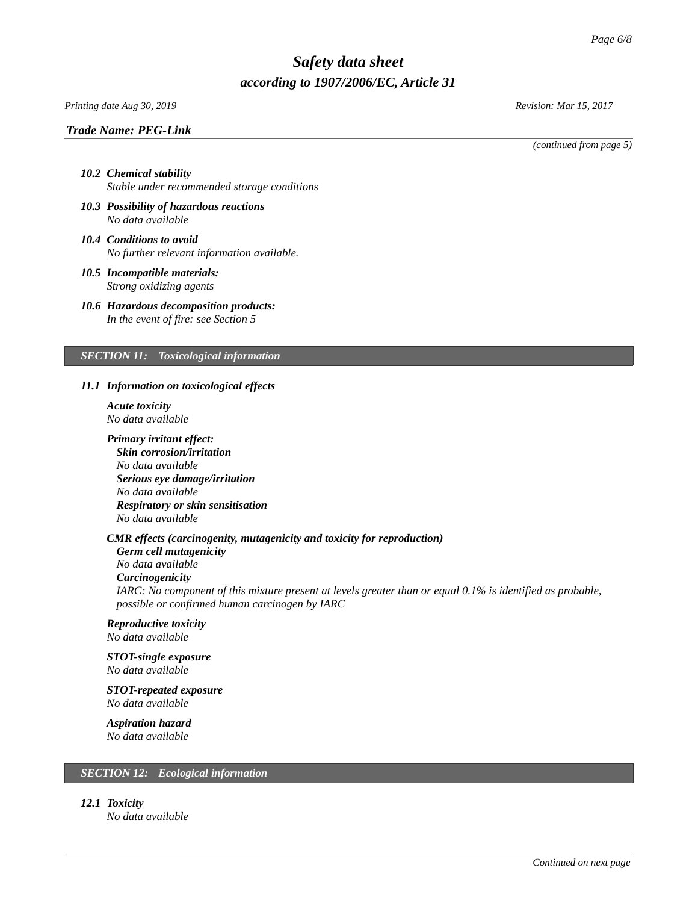*(continued from page 5)*

- ***10.2 Chemical stability***
  *Stable under recommended storage conditions*
- ***10.3 Possibility of hazardous reactions***
  *No data available*
- ***10.4 Conditions to avoid***
  *No further relevant information available.*
- ***10.5 Incompatible materials:***
  *Strong oxidizing agents*
- ***10.6 Hazardous decomposition products:***
  *In the event of fire: see Section 5*

## *SECTION 11: Toxicological information*

***11.1 Information on toxicological effects***

***Acute toxicity***
*No data available*

***Primary irritant effect:***
***Skin corrosion/irritation***
*No data available*
***Serious eye damage/irritation***
*No data available*
***Respiratory or skin sensitisation***
*No data available*

***CMR effects (carcinogenity, mutagenicity and toxicity for reproduction)***
***Germ cell mutagenicity***
*No data available*
***Carcinogenicity***
*IARC: No component of this mixture present at levels greater than or equal 0.1% is identified as probable, possible or confirmed human carcinogen by IARC*

***Reproductive toxicity***
*No data available*

***STOT-single exposure***
*No data available*

***STOT-repeated exposure***
*No data available*

***Aspiration hazard***
*No data available*

## *SECTION 12: Ecological information*

***12.1 Toxicity***
*No data available*

*Continued on next page*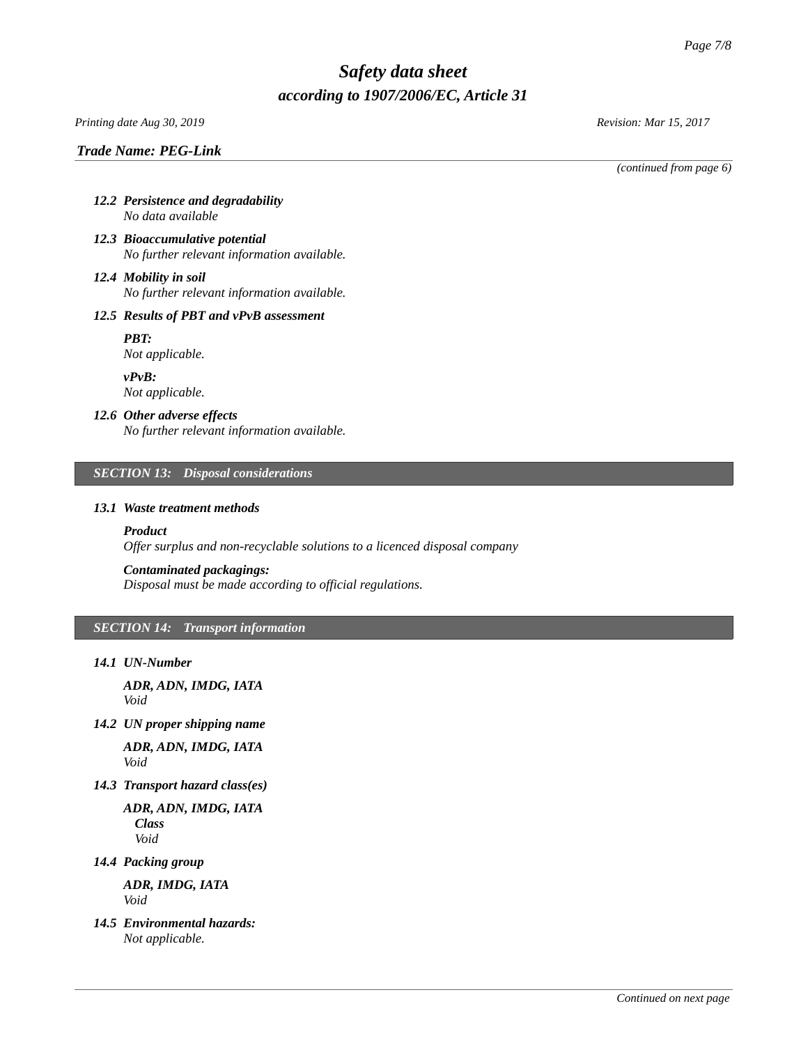*(continued from page 6)*

### *12.2 Persistence and degradability*
*No data available*

### *12.3 Bioaccumulative potential*
*No further relevant information available.*

### *12.4 Mobility in soil*
*No further relevant information available.*

### *12.5 Results of PBT and vPvB assessment*

***PBT:***
*Not applicable.*

***vPvB:***
*Not applicable.*

### *12.6 Other adverse effects*
*No further relevant information available.*

## *SECTION 13: Disposal considerations*

### *13.1 Waste treatment methods*

***Product***
*Offer surplus and non-recyclable solutions to a licenced disposal company*

***Contaminated packagings:***
*Disposal must be made according to official regulations.*

## *SECTION 14: Transport information*

### *14.1 UN-Number*

***ADR, ADN, IMDG, IATA***
*Void*

### *14.2 UN proper shipping name*

***ADR, ADN, IMDG, IATA***
*Void*

### *14.3 Transport hazard class(es)*

***ADR, ADN, IMDG, IATA***
***Class***
*Void*

### *14.4 Packing group*

***ADR, IMDG, IATA***
*Void*

### *14.5 Environmental hazards:*
*Not applicable.*

*Continued on next page*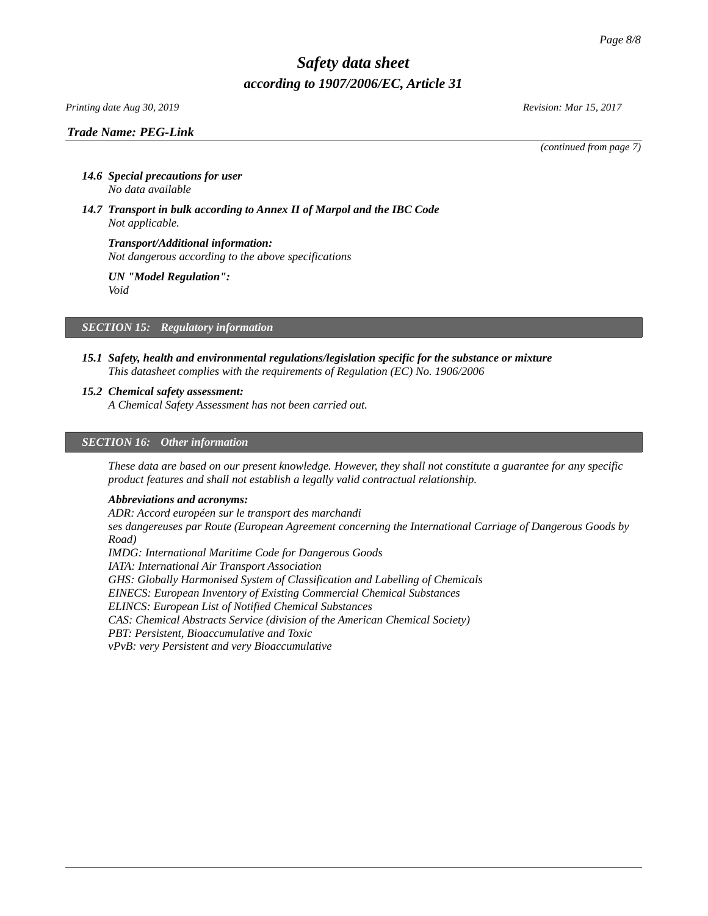*(continued from page 7)*

**14.6 Special precautions for user**
*No data available*

**14.7 Transport in bulk according to Annex II of Marpol and the IBC Code**
*Not applicable.*

***Transport/Additional information:***
*Not dangerous according to the above specifications*

***UN "Model Regulation":***
*Void*

## SECTION 15: Regulatory information

**15.1 Safety, health and environmental regulations/legislation specific for the substance or mixture**
*This datasheet complies with the requirements of Regulation (EC) No. 1906/2006*

**15.2 Chemical safety assessment:**
*A Chemical Safety Assessment has not been carried out.*

## SECTION 16: Other information

*These data are based on our present knowledge. However, they shall not constitute a guarantee for any specific product features and shall not establish a legally valid contractual relationship.*

***Abbreviations and acronyms:***
*ADR: Accord européen sur le transport des marchandi*
*ses dangereuses par Route (European Agreement concerning the International Carriage of Dangerous Goods by Road)*
*IMDG: International Maritime Code for Dangerous Goods*
*IATA: International Air Transport Association*
*GHS: Globally Harmonised System of Classification and Labelling of Chemicals*
*EINECS: European Inventory of Existing Commercial Chemical Substances*
*ELINCS: European List of Notified Chemical Substances*
*CAS: Chemical Abstracts Service (division of the American Chemical Society)*
*PBT: Persistent, Bioaccumulative and Toxic*
*vPvB: very Persistent and very Bioaccumulative*